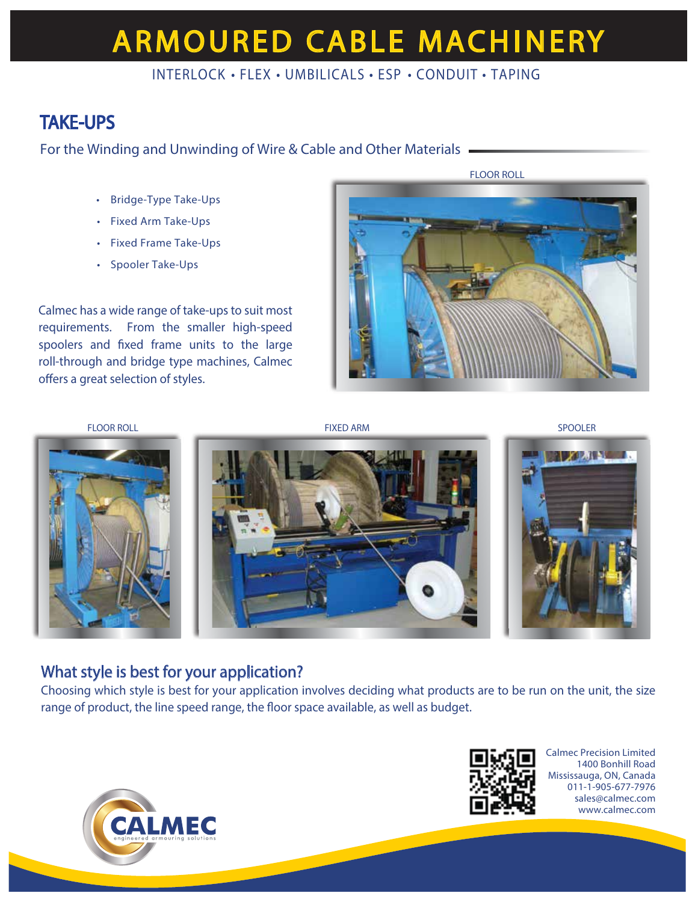# ARMOURED CABLE MACHINERY

INTERLOCK • FLEX • UMBILICALS • ESP • CONDUIT • TAPING

## TAKE-UPS

For the Winding and Unwinding of Wire & Cable and Other Materials

- Bridge-Type Take-Ups
- Fixed Arm Take-Ups
- Fixed Frame Take-Ups
- Spooler Take-Ups

Calmec has a wide range of take-ups to suit most requirements. From the smaller high-speed spoolers and fixed frame units to the large roll-through and bridge type machines, Calmec offers a great selection of styles.

FLOOR ROLL

FLOOR ROLL

FIXED ARM

SPOOLER

## What style is best for your application?

Choosing which style is best for your application involves deciding what products are to be run on the unit, the size range of product, the line speed range, the floor space available, as well as budget.

Calmec Precision Limited
1400 Bonhill Road
Mississauga, ON, Canada
011-1-905-677-7976
sales@calmec.com
www.calmec.com

CALMEC
engineered armouring solutions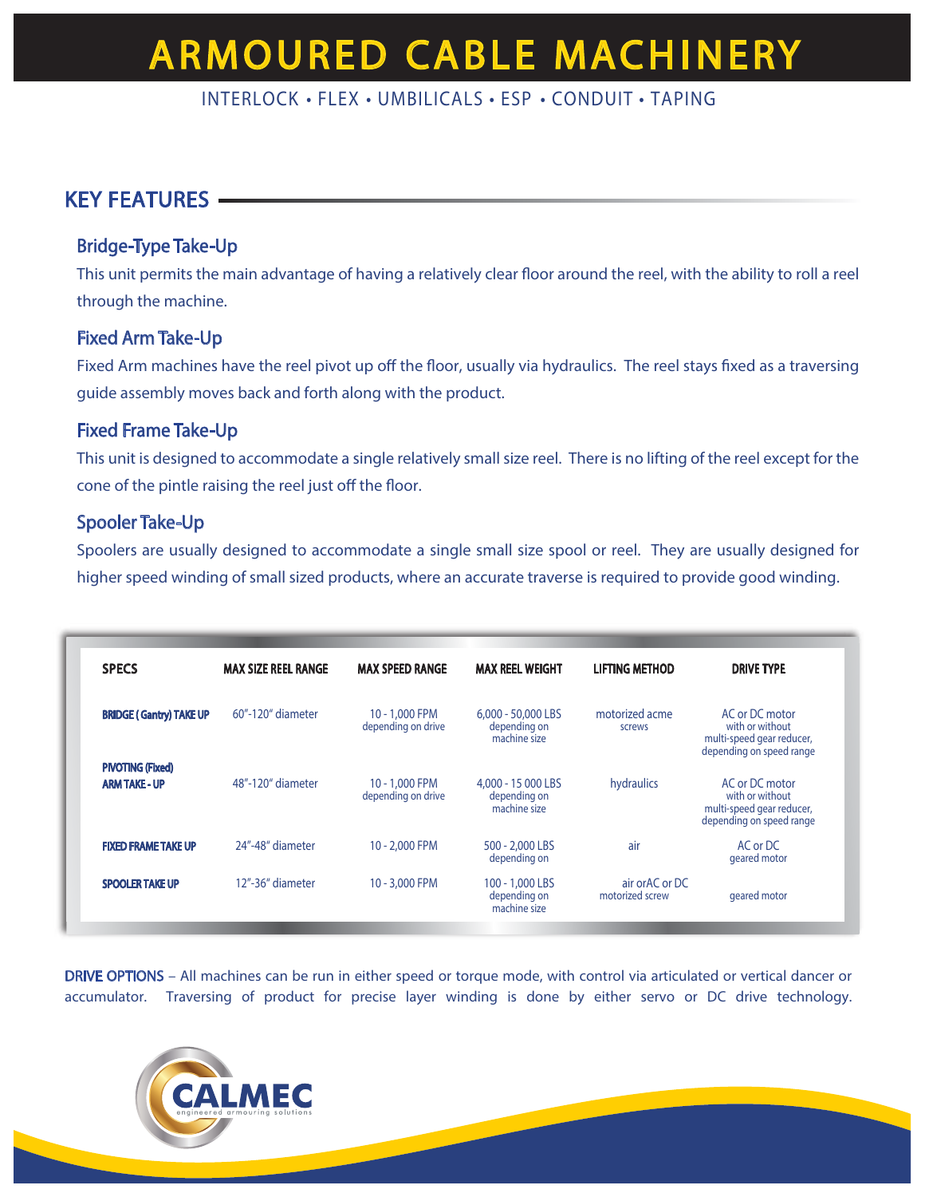# ARMOURED CABLE MACHINERY

INTERLOCK • FLEX • UMBILICALS • ESP • CONDUIT • TAPING

## KEY FEATURES

### Bridge-Type Take-Up

This unit permits the main advantage of having a relatively clear floor around the reel, with the ability to roll a reel through the machine.

### Fixed Arm Take-Up

Fixed Arm machines have the reel pivot up off the floor, usually via hydraulics. The reel stays fixed as a traversing guide assembly moves back and forth along with the product.

### Fixed Frame Take-Up

This unit is designed to accommodate a single relatively small size reel. There is no lifting of the reel except for the cone of the pintle raising the reel just off the floor.

### Spooler Take-Up

Spoolers are usually designed to accommodate a single small size spool or reel. They are usually designed for higher speed winding of small sized products, where an accurate traverse is required to provide good winding.

| SPECS | MAX SIZE REEL RANGE | MAX SPEED RANGE | MAX REEL WEIGHT | LIFTING METHOD | DRIVE TYPE |
|---|---|---|---|---|---|
| BRIDGE ( Gantry) TAKE UP | 60"-120" diameter | 10 - 1,000 FPM depending on drive | 6,000 - 50,000 LBS depending on machine size | motorized acme screws | AC or DC motor with or without multi-speed gear reducer, depending on speed range |
| PIVOTING (Fixed) ARM TAKE - UP | 48"-120" diameter | 10 - 1,000 FPM depending on drive | 4,000 - 15 000 LBS depending on machine size | hydraulics | AC or DC motor with or without multi-speed gear reducer, depending on speed range |
| FIXED FRAME TAKE UP | 24"-48" diameter | 10 - 2,000 FPM | 500 - 2,000 LBS depending on | air | AC or DC geared motor |
| SPOOLER TAKE UP | 12"-36" diameter | 10 - 3,000 FPM | 100 - 1,000 LBS depending on machine size | air orAC or DC motorized screw | geared motor |

**DRIVE OPTIONS** – All machines can be run in either speed or torque mode, with control via articulated or vertical dancer or accumulator. Traversing of product for precise layer winding is done by either servo or DC drive technology.

CALMEC
engineered armouring solutions